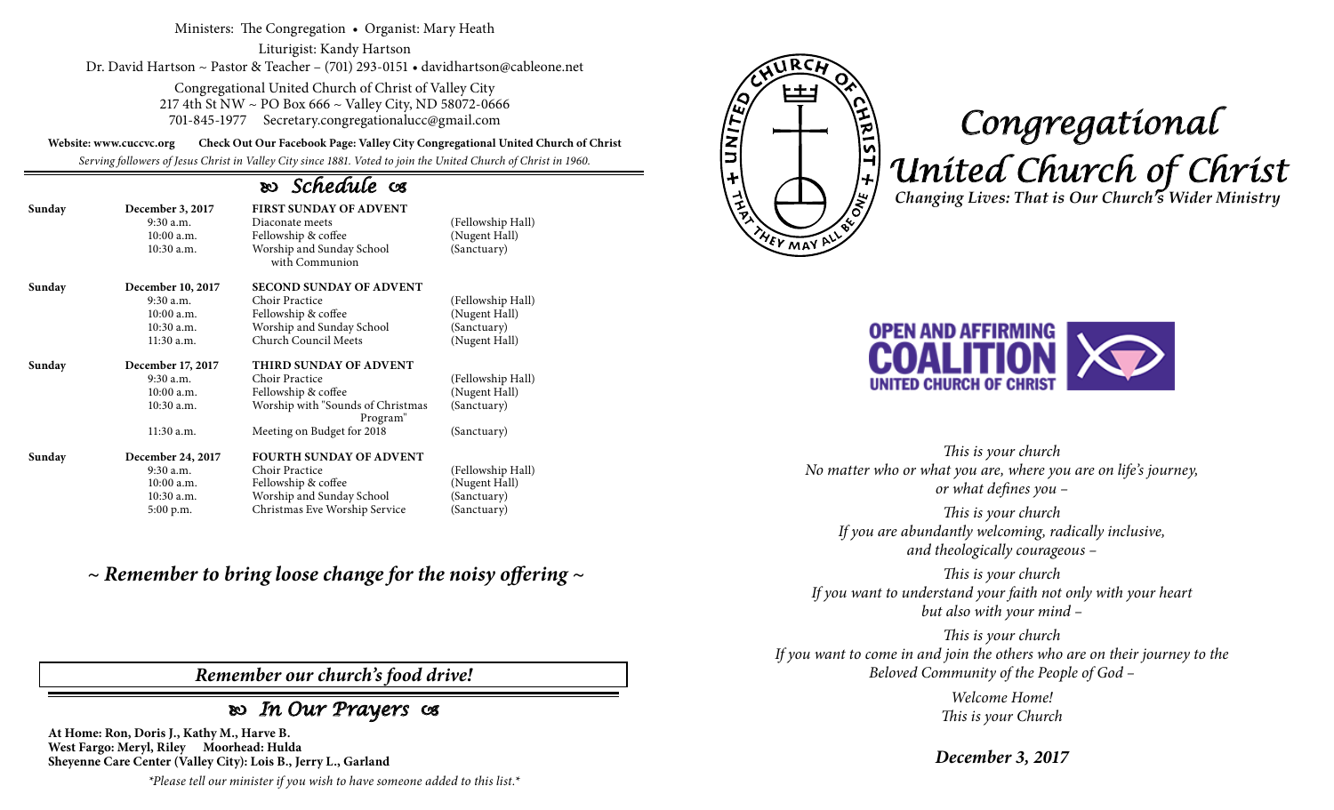Ministers: The Congregation • Organist: Mary Heath

Liturigist: Kandy Hartson

Dr. David Hartson ~ Pastor & Teacher – (701) 293-0151 • davidhartson@cableone.net

Congregational United Church of Christ of Valley City
217 4th St NW ~ PO Box 666 ~ Valley City, ND 58072-0666
701-845-1977 Secretary.congregationalucc@gmail.com

**Website: www.cuccvc.org** **Check Out Our Facebook Page: Valley City Congregational United Church of Christ**

*Serving followers of Jesus Christ in Valley City since 1881. Voted to join the United Church of Christ in 1960.*

## Schedule

| | | | |
|---|---|---|---|
| **Sunday** | **December 3, 2017** | **FIRST SUNDAY OF ADVENT** | |
| | 9:30 a.m. | Diaconate meets | (Fellowship Hall) |
| | 10:00 a.m. | Fellowship & coffee | (Nugent Hall) |
| | 10:30 a.m. | Worship and Sunday School with Communion | (Sanctuary) |
| **Sunday** | **December 10, 2017** | **SECOND SUNDAY OF ADVENT** | |
| | 9:30 a.m. | Choir Practice | (Fellowship Hall) |
| | 10:00 a.m. | Fellowship & coffee | (Nugent Hall) |
| | 10:30 a.m. | Worship and Sunday School | (Sanctuary) |
| | 11:30 a.m. | Church Council Meets | (Nugent Hall) |
| **Sunday** | **December 17, 2017** | **THIRD SUNDAY OF ADVENT** | |
| | 9:30 a.m. | Choir Practice | (Fellowship Hall) |
| | 10:00 a.m. | Fellowship & coffee | (Nugent Hall) |
| | 10:30 a.m. | Worship with "Sounds of Christmas Program" | (Sanctuary) |
| | 11:30 a.m. | Meeting on Budget for 2018 | (Sanctuary) |
| **Sunday** | **December 24, 2017** | **FOURTH SUNDAY OF ADVENT** | |
| | 9:30 a.m. | Choir Practice | (Fellowship Hall) |
| | 10:00 a.m. | Fellowship & coffee | (Nugent Hall) |
| | 10:30 a.m. | Worship and Sunday School | (Sanctuary) |
| | 5:00 p.m. | Christmas Eve Worship Service | (Sanctuary) |

***~ Remember to bring loose change for the noisy offering ~***

***Remember our church's food drive!***

## In Our Prayers

**At Home: Ron, Doris J., Kathy M., Harve B.**
**West Fargo: Meryl, Riley Moorhead: Hulda**
**Sheyenne Care Center (Valley City): Lois B., Jerry L., Garland**

*\*Please tell our minister if you wish to have someone added to this list.\**

UNITED CHURCH OF CHRIST + THAT THEY MAY ALL BE ONE +

# *Congregational United Church of Christ*

***Changing Lives: That is Our Church's Wider Ministry***

**OPEN AND AFFIRMING COALITION UNITED CHURCH OF CHRIST**

*This is your church*
*No matter who or what you are, where you are on life's journey, or what defines you –*

*This is your church*
*If you are abundantly welcoming, radically inclusive, and theologically courageous –*

*This is your church*
*If you want to understand your faith not only with your heart but also with your mind –*

*This is your church*
*If you want to come in and join the others who are on their journey to the Beloved Community of the People of God –*

*Welcome Home!*
*This is your Church*

***December 3, 2017***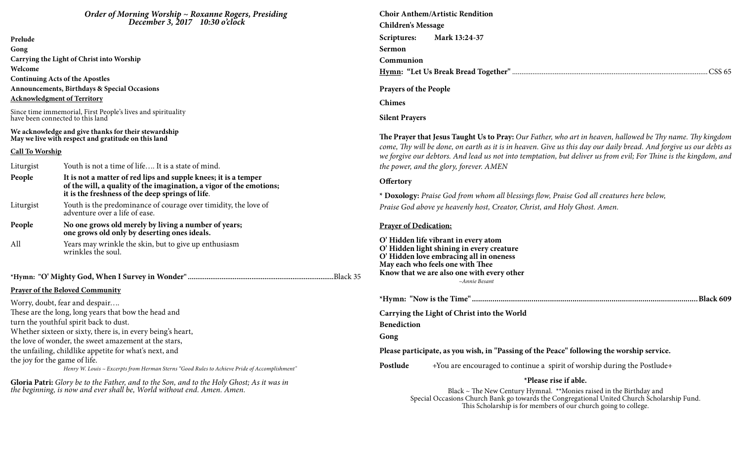### *Order of Morning Worship ~ Roxanne Rogers, Presiding*
### *December 3, 2017    10:30 o'clock*

**Prelude**

**Gong**

**Carrying the Light of Christ into Worship**

**Welcome**

**Continuing Acts of the Apostles**

**Announcements, Birthdays & Special Occasions**

**Acknowledgment of Territory**

Since time immemorial, First People's lives and spirituality have been connected to this land

**We acknowledge and give thanks for their stewardship**
**May we live with respect and gratitude on this land**

**Call To Worship**

| | |
|---|---|
| Liturgist | Youth is not a time of life…. It is a state of mind. |
| **People** | **It is not a matter of red lips and supple knees; it is a temper of the will, a quality of the imagination, a vigor of the emotions; it is the freshness of the deep springs of life**. |
| Liturgist | Youth is the predominance of courage over timidity, the love of adventure over a life of ease. |
| **People** | **No one grows old merely by living a number of years; one grows old only by deserting ones ideals.** |
| All | Years may wrinkle the skin, but to give up enthusiasm wrinkles the soul. |

**\*Hymn: "O' Mighty God, When I Survey in Wonder"** ............ Black 35

**Prayer of the Beloved Community**

Worry, doubt, fear and despair….
These are the long, long years that bow the head and
turn the youthful spirit back to dust.
Whether sixteen or sixty, there is, in every being's heart,
the love of wonder, the sweet amazement at the stars,
the unfailing, childlike appetite for what's next, and
the joy for the game of life.

*Henry W. Louis ~ Excerpts from Herman Sterns "Good Rules to Achieve Pride of Accomplishment"*

**Gloria Patri:** *Glory be to the Father, and to the Son, and to the Holy Ghost; As it was in the beginning, is now and ever shall be, World without end. Amen. Amen.*

**Choir Anthem/Artistic Rendition**

**Children's Message**

**Scriptures:**    **Mark 13:24-37**

**Sermon**

**Communion**

**Hymn: "Let Us Break Bread Together"** ............ CSS 65

**Prayers of the People**

**Chimes**

**Silent Prayers**

**The Prayer that Jesus Taught Us to Pray:** *Our Father, who art in heaven, hallowed be Thy name. Thy kingdom come, Thy will be done, on earth as it is in heaven. Give us this day our daily bread. And forgive us our debts as we forgive our debtors. And lead us not into temptation, but deliver us from evil; For Thine is the kingdom, and the power, and the glory, forever. AMEN*

**Offertory**

\* **Doxology:** *Praise God from whom all blessings flow, Praise God all creatures here below,*
*Praise God above ye heavenly host, Creator, Christ, and Holy Ghost. Amen.*

**Prayer of Dedication:**

**O' Hidden life vibrant in every atom**
**O' Hidden light shining in every creature**
**O' Hidden love embracing all in oneness**
**May each who feels one with Thee**
**Know that we are also one with every other**

*~Annie Besant*

**\*Hymn: "Now is the Time"** ............ **Black 609**

**Carrying the Light of Christ into the World**

**Benediction**

**Gong**

**Please participate, as you wish, in "Passing of the Peace" following the worship service.**

**Postlude**    +You are encouraged to continue a spirit of worship during the Postlude+

**\*Please rise if able.**

Black ~ The New Century Hymnal. \*\*Monies raised in the Birthday and Special Occasions Church Bank go towards the Congregational United Church Scholarship Fund. This Scholarship is for members of our church going to college.